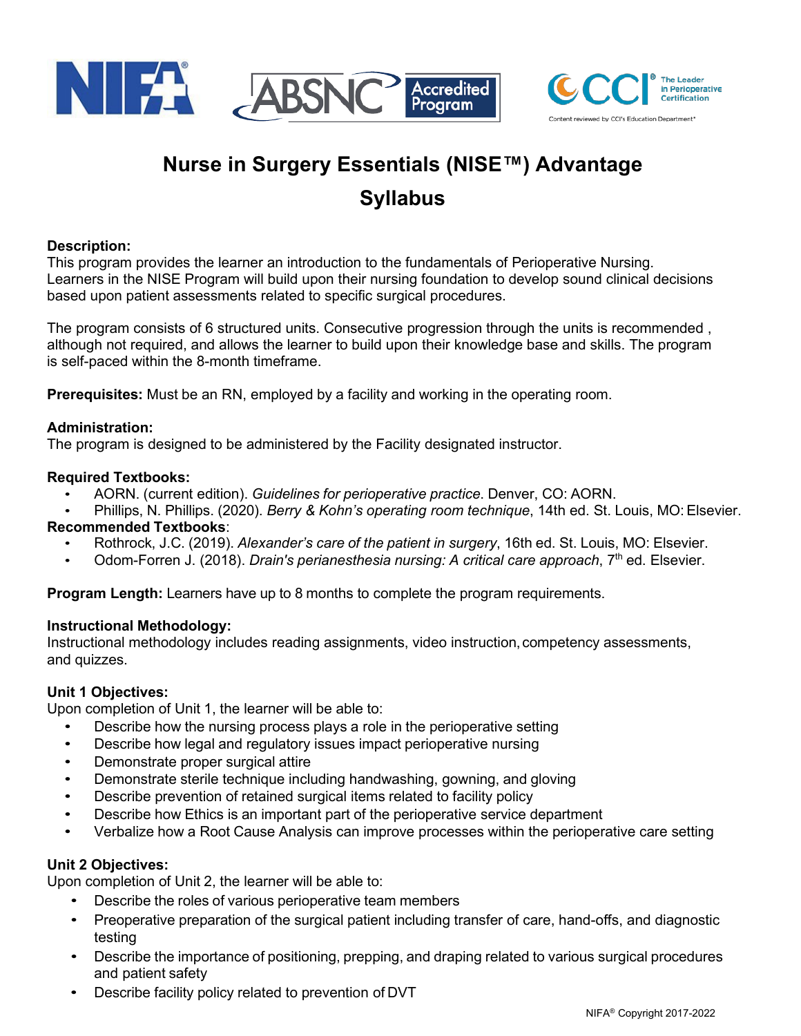# Nurse in Surgery Essentials (NISE™) Advantage Syllabus

**Description:**
This program provides the learner an introduction to the fundamentals of Perioperative Nursing. Learners in the NISE Program will build upon their nursing foundation to develop sound clinical decisions based upon patient assessments related to specific surgical procedures.

The program consists of 6 structured units. Consecutive progression through the units is recommended , although not required, and allows the learner to build upon their knowledge base and skills. The program is self-paced within the 8-month timeframe.

**Prerequisites:** Must be an RN, employed by a facility and working in the operating room.

**Administration:**
The program is designed to be administered by the Facility designated instructor.

**Required Textbooks:**
- AORN. (current edition). *Guidelines for perioperative practice*. Denver, CO: AORN.
- Phillips, N. Phillips. (2020). *Berry & Kohn's operating room technique*, 14th ed. St. Louis, MO: Elsevier.

**Recommended Textbooks**:
- Rothrock, J.C. (2019). *Alexander's care of the patient in surgery*, 16th ed. St. Louis, MO: Elsevier.
- Odom-Forren J. (2018). *Drain's perianesthesia nursing: A critical care approach*, 7th ed. Elsevier.

**Program Length:** Learners have up to 8 months to complete the program requirements.

**Instructional Methodology:**
Instructional methodology includes reading assignments, video instruction, competency assessments, and quizzes.

**Unit 1 Objectives:**
Upon completion of Unit 1, the learner will be able to:
- Describe how the nursing process plays a role in the perioperative setting
- Describe how legal and regulatory issues impact perioperative nursing
- Demonstrate proper surgical attire
- Demonstrate sterile technique including handwashing, gowning, and gloving
- Describe prevention of retained surgical items related to facility policy
- Describe how Ethics is an important part of the perioperative service department
- Verbalize how a Root Cause Analysis can improve processes within the perioperative care setting

**Unit 2 Objectives:**
Upon completion of Unit 2, the learner will be able to:
- Describe the roles of various perioperative team members
- Preoperative preparation of the surgical patient including transfer of care, hand-offs, and diagnostic testing
- Describe the importance of positioning, prepping, and draping related to various surgical procedures and patient safety
- Describe facility policy related to prevention of DVT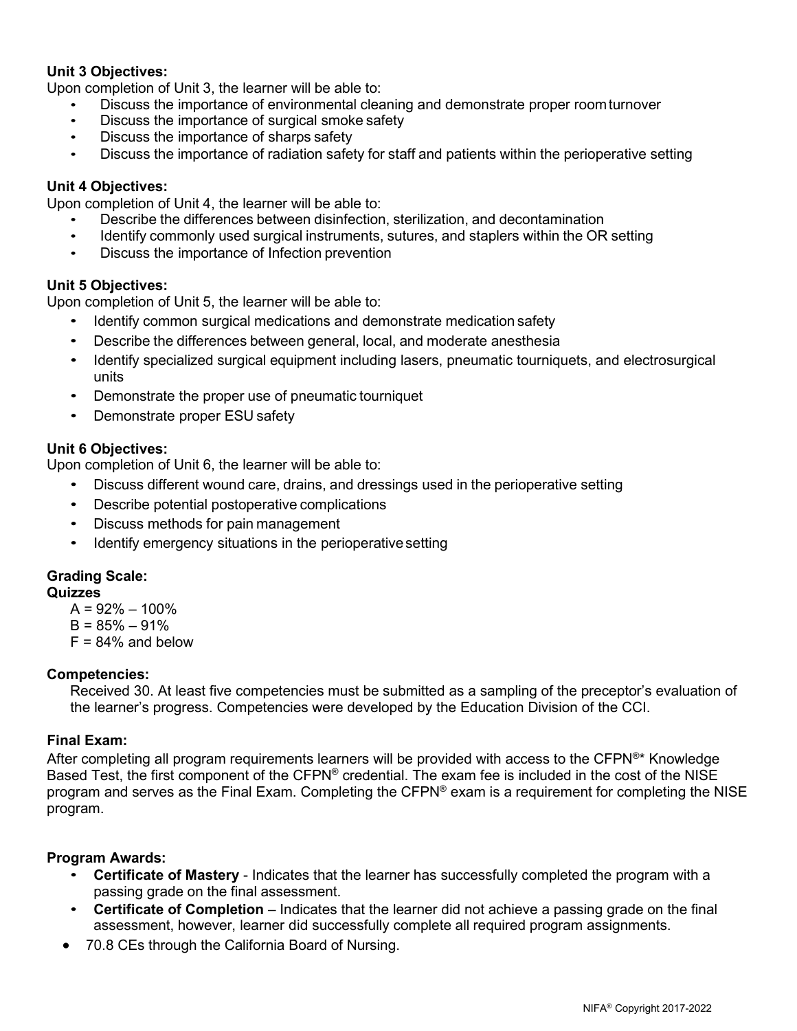**Unit 3 Objectives:**
Upon completion of Unit 3, the learner will be able to:

- Discuss the importance of environmental cleaning and demonstrate proper room turnover
- Discuss the importance of surgical smoke safety
- Discuss the importance of sharps safety
- Discuss the importance of radiation safety for staff and patients within the perioperative setting

**Unit 4 Objectives:**
Upon completion of Unit 4, the learner will be able to:

- Describe the differences between disinfection, sterilization, and decontamination
- Identify commonly used surgical instruments, sutures, and staplers within the OR setting
- Discuss the importance of Infection prevention

**Unit 5 Objectives:**
Upon completion of Unit 5, the learner will be able to:

- Identify common surgical medications and demonstrate medication safety
- Describe the differences between general, local, and moderate anesthesia
- Identify specialized surgical equipment including lasers, pneumatic tourniquets, and electrosurgical units
- Demonstrate the proper use of pneumatic tourniquet
- Demonstrate proper ESU safety

**Unit 6 Objectives:**
Upon completion of Unit 6, the learner will be able to:

- Discuss different wound care, drains, and dressings used in the perioperative setting
- Describe potential postoperative complications
- Discuss methods for pain management
- Identify emergency situations in the perioperative setting

**Grading Scale:**

**Quizzes**

A = 92% – 100%
B = 85% – 91%
F = 84% and below

**Competencies:**

Received 30. At least five competencies must be submitted as a sampling of the preceptor's evaluation of the learner's progress. Competencies were developed by the Education Division of the CCI.

**Final Exam:**

After completing all program requirements learners will be provided with access to the CFPN®* Knowledge Based Test, the first component of the CFPN® credential. The exam fee is included in the cost of the NISE program and serves as the Final Exam. Completing the CFPN® exam is a requirement for completing the NISE program.

**Program Awards:**

- **Certificate of Mastery** - Indicates that the learner has successfully completed the program with a passing grade on the final assessment.
- **Certificate of Completion** – Indicates that the learner did not achieve a passing grade on the final assessment, however, learner did successfully complete all required program assignments.
- 70.8 CEs through the California Board of Nursing.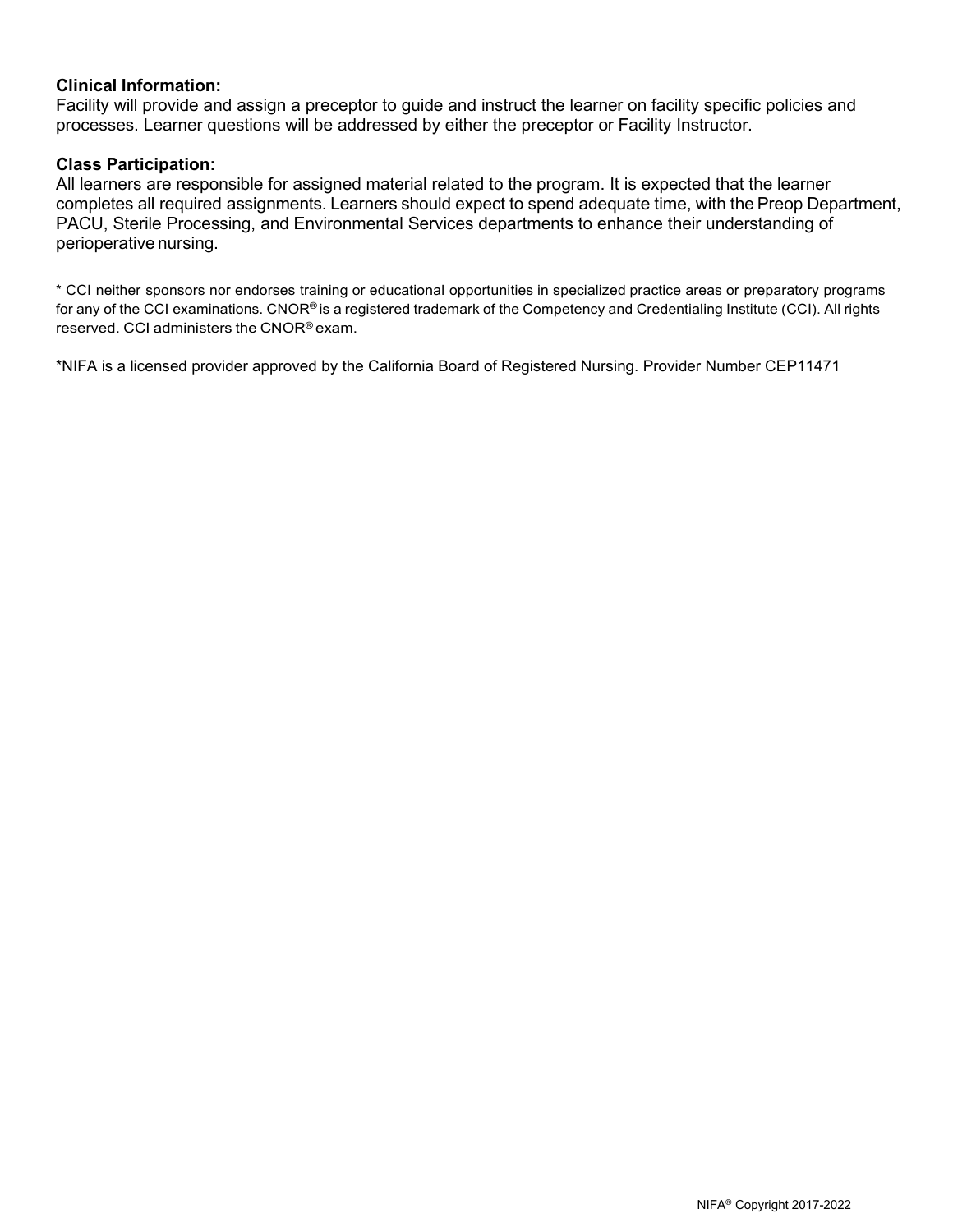**Clinical Information:**
Facility will provide and assign a preceptor to guide and instruct the learner on facility specific policies and processes. Learner questions will be addressed by either the preceptor or Facility Instructor.

**Class Participation:**
All learners are responsible for assigned material related to the program. It is expected that the learner completes all required assignments. Learners should expect to spend adequate time, with the Preop Department, PACU, Sterile Processing, and Environmental Services departments to enhance their understanding of perioperative nursing.

* CCI neither sponsors nor endorses training or educational opportunities in specialized practice areas or preparatory programs for any of the CCI examinations. CNOR® is a registered trademark of the Competency and Credentialing Institute (CCI). All rights reserved. CCI administers the CNOR® exam.

*NIFA is a licensed provider approved by the California Board of Registered Nursing. Provider Number CEP11471